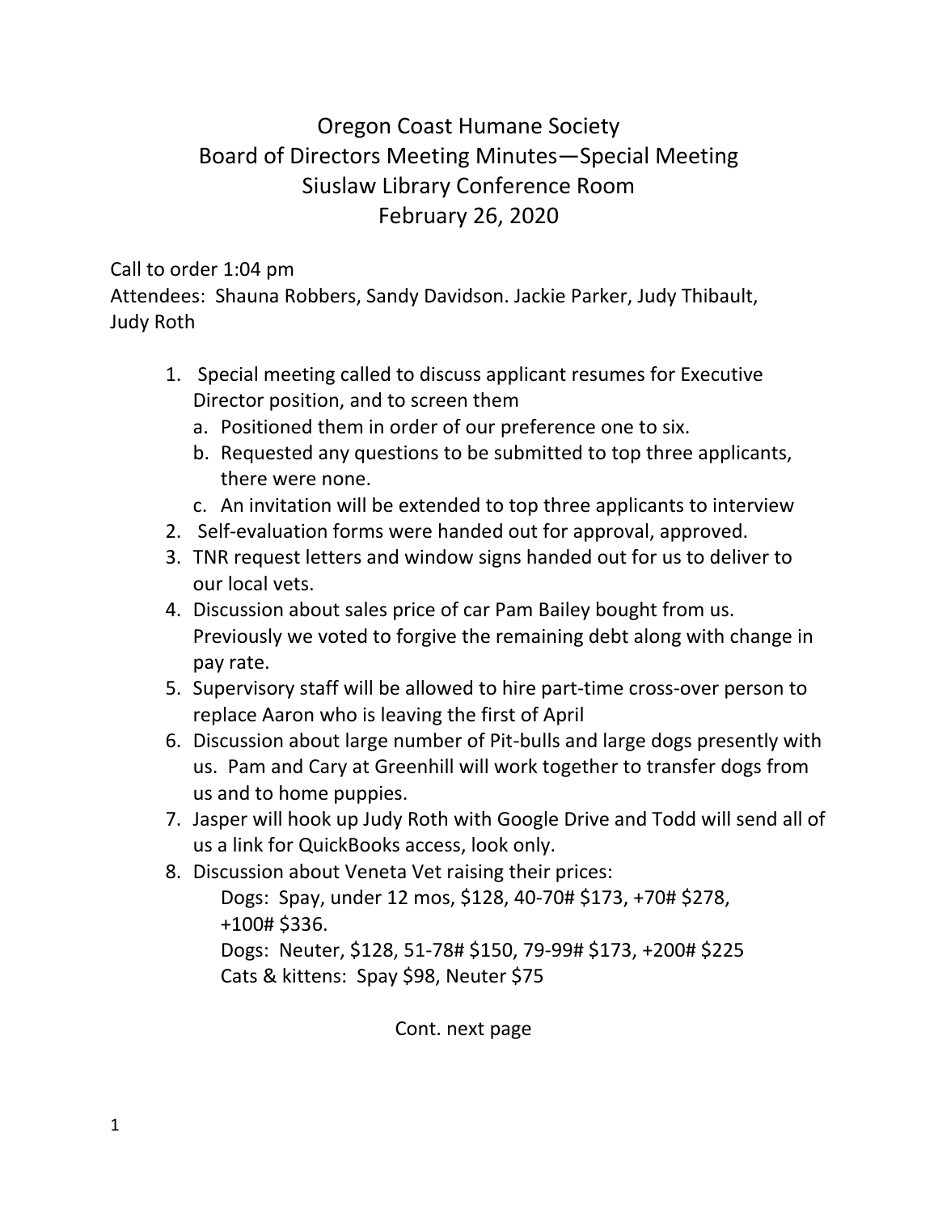# Oregon Coast Humane Society
## Board of Directors Meeting Minutes—Special Meeting
## Siuslaw Library Conference Room
## February 26, 2020

Call to order 1:04 pm
Attendees: Shauna Robbers, Sandy Davidson. Jackie Parker, Judy Thibault, Judy Roth

1. Special meeting called to discuss applicant resumes for Executive Director position, and to screen them
   a. Positioned them in order of our preference one to six.
   b. Requested any questions to be submitted to top three applicants, there were none.
   c. An invitation will be extended to top three applicants to interview
2. Self-evaluation forms were handed out for approval, approved.
3. TNR request letters and window signs handed out for us to deliver to our local vets.
4. Discussion about sales price of car Pam Bailey bought from us. Previously we voted to forgive the remaining debt along with change in pay rate.
5. Supervisory staff will be allowed to hire part-time cross-over person to replace Aaron who is leaving the first of April
6. Discussion about large number of Pit-bulls and large dogs presently with us. Pam and Cary at Greenhill will work together to transfer dogs from us and to home puppies.
7. Jasper will hook up Judy Roth with Google Drive and Todd will send all of us a link for QuickBooks access, look only.
8. Discussion about Veneta Vet raising their prices:
   Dogs: Spay, under 12 mos, $128, 40-70# $173, +70# $278, +100# $336.
   Dogs: Neuter, $128, 51-78# $150, 79-99# $173, +200# $225
   Cats & kittens: Spay $98, Neuter $75

Cont. next page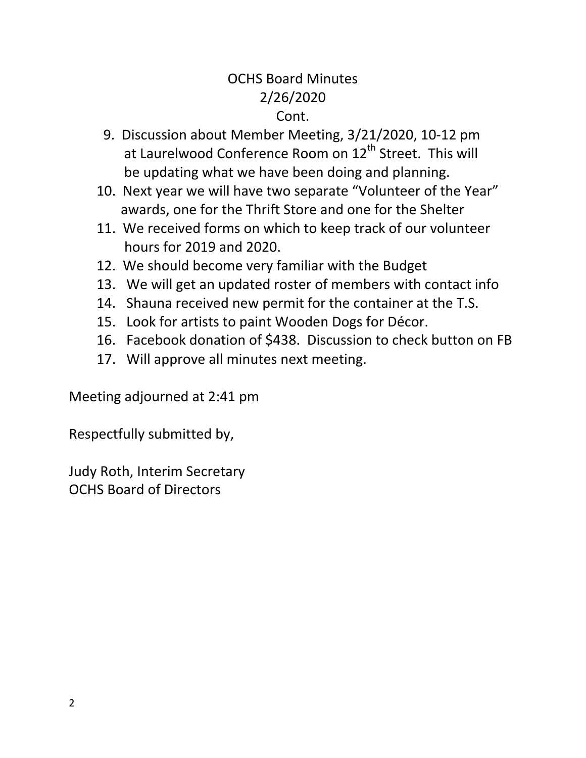# OCHS Board Minutes
## 2/26/2020
### Cont.

9. Discussion about Member Meeting, 3/21/2020, 10-12 pm at Laurelwood Conference Room on 12th Street. This will be updating what we have been doing and planning.
10. Next year we will have two separate "Volunteer of the Year" awards, one for the Thrift Store and one for the Shelter
11. We received forms on which to keep track of our volunteer hours for 2019 and 2020.
12. We should become very familiar with the Budget
13. We will get an updated roster of members with contact info
14. Shauna received new permit for the container at the T.S.
15. Look for artists to paint Wooden Dogs for Décor.
16. Facebook donation of $438. Discussion to check button on FB
17. Will approve all minutes next meeting.

Meeting adjourned at 2:41 pm

Respectfully submitted by,

Judy Roth, Interim Secretary
OCHS Board of Directors